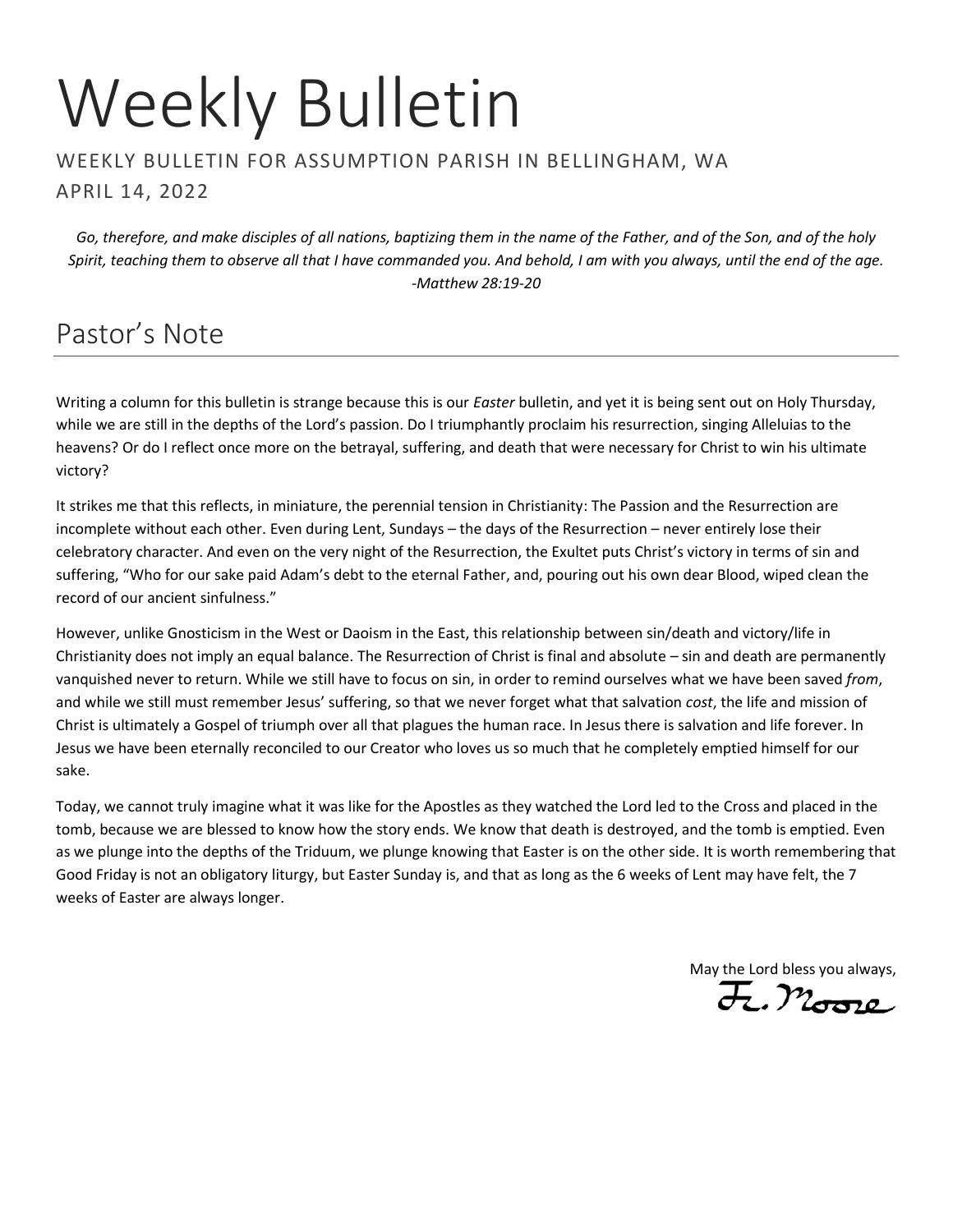# Weekly Bulletin

WEEKLY BULLETIN FOR ASSUMPTION PARISH IN BELLINGHAM, WA

APRIL 14, 2022

*Go, therefore, and make disciples of all nations, baptizing them in the name of the Father, and of the Son, and of the holy Spirit, teaching them to observe all that I have commanded you. And behold, I am with you always, until the end of the age. -Matthew 28:19-20*

## Pastor's Note

Writing a column for this bulletin is strange because this is our *Easter* bulletin, and yet it is being sent out on Holy Thursday, while we are still in the depths of the Lord's passion. Do I triumphantly proclaim his resurrection, singing Alleluias to the heavens? Or do I reflect once more on the betrayal, suffering, and death that were necessary for Christ to win his ultimate victory?

It strikes me that this reflects, in miniature, the perennial tension in Christianity: The Passion and the Resurrection are incomplete without each other. Even during Lent, Sundays – the days of the Resurrection – never entirely lose their celebratory character. And even on the very night of the Resurrection, the Exultet puts Christ's victory in terms of sin and suffering, "Who for our sake paid Adam's debt to the eternal Father, and, pouring out his own dear Blood, wiped clean the record of our ancient sinfulness."

However, unlike Gnosticism in the West or Daoism in the East, this relationship between sin/death and victory/life in Christianity does not imply an equal balance. The Resurrection of Christ is final and absolute – sin and death are permanently vanquished never to return. While we still have to focus on sin, in order to remind ourselves what we have been saved *from*, and while we still must remember Jesus' suffering, so that we never forget what that salvation *cost*, the life and mission of Christ is ultimately a Gospel of triumph over all that plagues the human race. In Jesus there is salvation and life forever. In Jesus we have been eternally reconciled to our Creator who loves us so much that he completely emptied himself for our sake.

Today, we cannot truly imagine what it was like for the Apostles as they watched the Lord led to the Cross and placed in the tomb, because we are blessed to know how the story ends. We know that death is destroyed, and the tomb is emptied. Even as we plunge into the depths of the Triduum, we plunge knowing that Easter is on the other side. It is worth remembering that Good Friday is not an obligatory liturgy, but Easter Sunday is, and that as long as the 6 weeks of Lent may have felt, the 7 weeks of Easter are always longer.

May the Lord bless you always,

Fr. Moore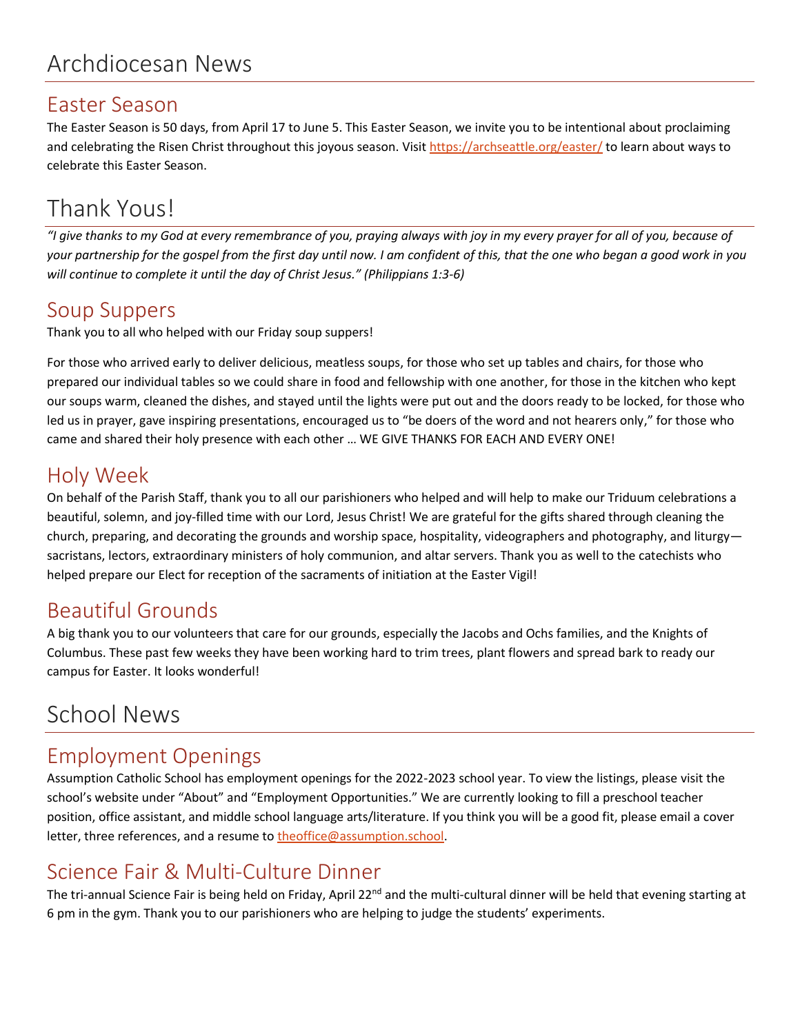# Archdiocesan News

## Easter Season

The Easter Season is 50 days, from April 17 to June 5. This Easter Season, we invite you to be intentional about proclaiming and celebrating the Risen Christ throughout this joyous season. Visit https://archseattle.org/easter/ to learn about ways to celebrate this Easter Season.

# Thank Yous!

*"I give thanks to my God at every remembrance of you, praying always with joy in my every prayer for all of you, because of your partnership for the gospel from the first day until now. I am confident of this, that the one who began a good work in you will continue to complete it until the day of Christ Jesus." (Philippians 1:3-6)*

## Soup Suppers

Thank you to all who helped with our Friday soup suppers!

For those who arrived early to deliver delicious, meatless soups, for those who set up tables and chairs, for those who prepared our individual tables so we could share in food and fellowship with one another, for those in the kitchen who kept our soups warm, cleaned the dishes, and stayed until the lights were put out and the doors ready to be locked, for those who led us in prayer, gave inspiring presentations, encouraged us to "be doers of the word and not hearers only," for those who came and shared their holy presence with each other … WE GIVE THANKS FOR EACH AND EVERY ONE!

## Holy Week

On behalf of the Parish Staff, thank you to all our parishioners who helped and will help to make our Triduum celebrations a beautiful, solemn, and joy-filled time with our Lord, Jesus Christ! We are grateful for the gifts shared through cleaning the church, preparing, and decorating the grounds and worship space, hospitality, videographers and photography, and liturgy—sacristans, lectors, extraordinary ministers of holy communion, and altar servers. Thank you as well to the catechists who helped prepare our Elect for reception of the sacraments of initiation at the Easter Vigil!

## Beautiful Grounds

A big thank you to our volunteers that care for our grounds, especially the Jacobs and Ochs families, and the Knights of Columbus. These past few weeks they have been working hard to trim trees, plant flowers and spread bark to ready our campus for Easter. It looks wonderful!

# School News

## Employment Openings

Assumption Catholic School has employment openings for the 2022-2023 school year. To view the listings, please visit the school's website under "About" and "Employment Opportunities." We are currently looking to fill a preschool teacher position, office assistant, and middle school language arts/literature. If you think you will be a good fit, please email a cover letter, three references, and a resume to theoffice@assumption.school.

## Science Fair & Multi-Culture Dinner

The tri-annual Science Fair is being held on Friday, April 22nd and the multi-cultural dinner will be held that evening starting at 6 pm in the gym. Thank you to our parishioners who are helping to judge the students' experiments.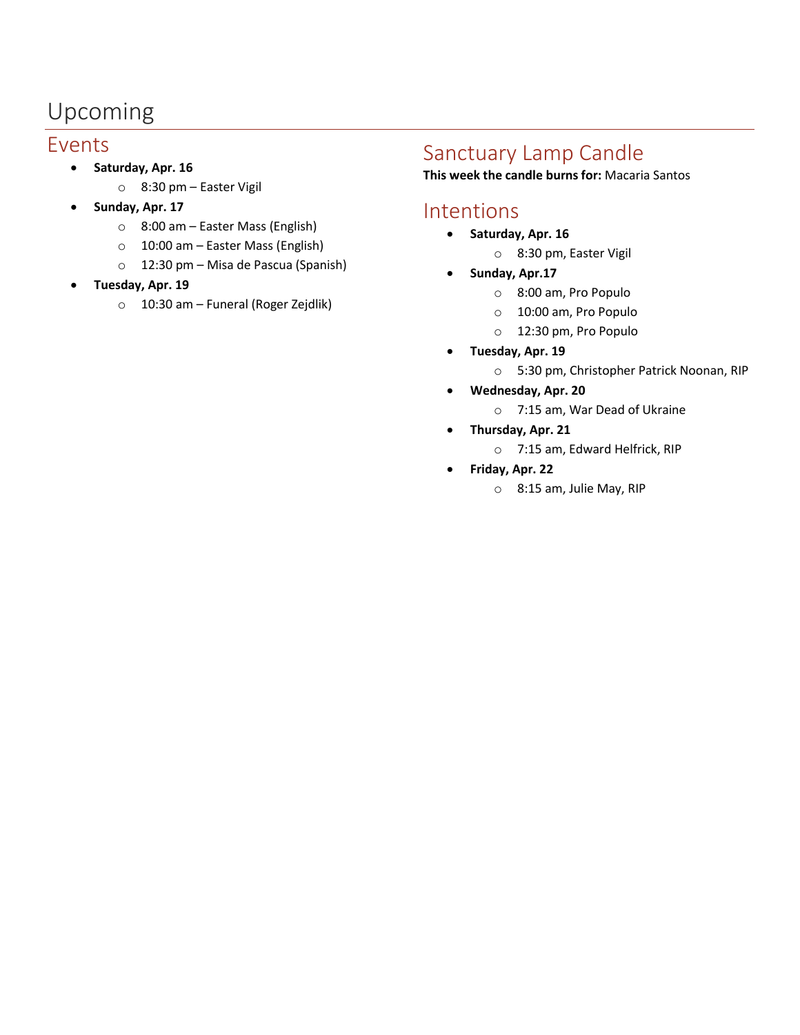# Upcoming

## Events

- **Saturday, Apr. 16**
  - 8:30 pm – Easter Vigil
- **Sunday, Apr. 17**
  - 8:00 am – Easter Mass (English)
  - 10:00 am – Easter Mass (English)
  - 12:30 pm – Misa de Pascua (Spanish)
- **Tuesday, Apr. 19**
  - 10:30 am – Funeral (Roger Zejdlik)

## Sanctuary Lamp Candle

**This week the candle burns for:** Macaria Santos

## Intentions

- **Saturday, Apr. 16**
  - 8:30 pm, Easter Vigil
- **Sunday, Apr.17**
  - 8:00 am, Pro Populo
  - 10:00 am, Pro Populo
  - 12:30 pm, Pro Populo
- **Tuesday, Apr. 19**
  - 5:30 pm, Christopher Patrick Noonan, RIP
- **Wednesday, Apr. 20**
  - 7:15 am, War Dead of Ukraine
- **Thursday, Apr. 21**
  - 7:15 am, Edward Helfrick, RIP
- **Friday, Apr. 22**
  - 8:15 am, Julie May, RIP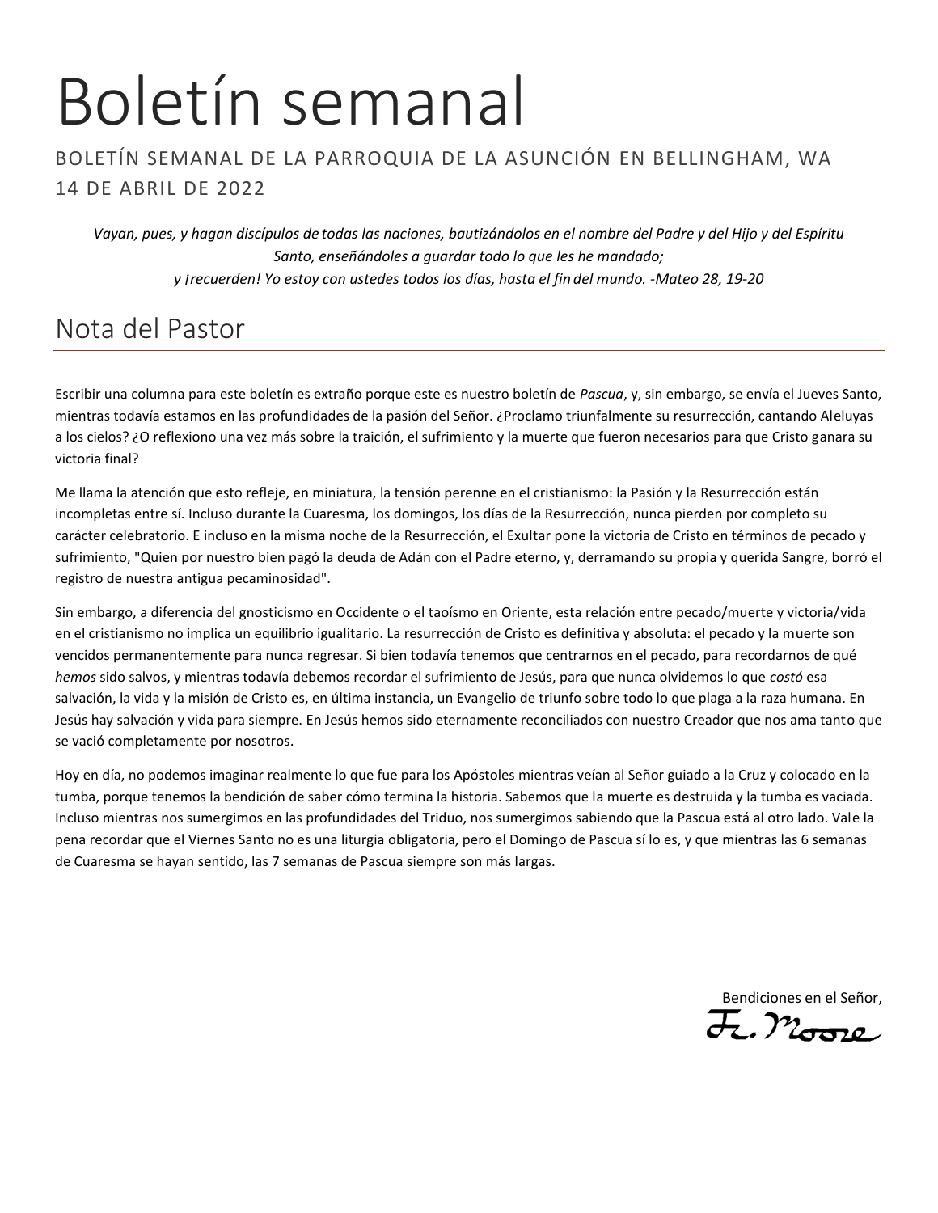# Boletín semanal

BOLETÍN SEMANAL DE LA PARROQUIA DE LA ASUNCIÓN EN BELLINGHAM, WA
14 DE ABRIL DE 2022

*Vayan, pues, y hagan discípulos de todas las naciones, bautizándolos en el nombre del Padre y del Hijo y del Espíritu Santo, enseñándoles a guardar todo lo que les he mandado;*
*y ¡recuerden! Yo estoy con ustedes todos los días, hasta el fin del mundo. -Mateo 28, 19-20*

## Nota del Pastor

Escribir una columna para este boletín es extraño porque este es nuestro boletín de *Pascua*, y, sin embargo, se envía el Jueves Santo, mientras todavía estamos en las profundidades de la pasión del Señor. ¿Proclamo triunfalmente su resurrección, cantando Aleluyas a los cielos? ¿O reflexiono una vez más sobre la traición, el sufrimiento y la muerte que fueron necesarios para que Cristo ganara su victoria final?

Me llama la atención que esto refleje, en miniatura, la tensión perenne en el cristianismo: la Pasión y la Resurrección están incompletas entre sí. Incluso durante la Cuaresma, los domingos, los días de la Resurrección, nunca pierden por completo su carácter celebratorio. E incluso en la misma noche de la Resurrección, el Exultar pone la victoria de Cristo en términos de pecado y sufrimiento, "Quien por nuestro bien pagó la deuda de Adán con el Padre eterno, y, derramando su propia y querida Sangre, borró el registro de nuestra antigua pecaminosidad".

Sin embargo, a diferencia del gnosticismo en Occidente o el taoísmo en Oriente, esta relación entre pecado/muerte y victoria/vida en el cristianismo no implica un equilibrio igualitario. La resurrección de Cristo es definitiva y absoluta: el pecado y la muerte son vencidos permanentemente para nunca regresar. Si bien todavía tenemos que centrarnos en el pecado, para recordarnos de qué *hemos* sido salvos, y mientras todavía debemos recordar el sufrimiento de Jesús, para que nunca olvidemos lo que *costó* esa salvación, la vida y la misión de Cristo es, en última instancia, un Evangelio de triunfo sobre todo lo que plaga a la raza humana. En Jesús hay salvación y vida para siempre. En Jesús hemos sido eternamente reconciliados con nuestro Creador que nos ama tanto que se vació completamente por nosotros.

Hoy en día, no podemos imaginar realmente lo que fue para los Apóstoles mientras veían al Señor guiado a la Cruz y colocado en la tumba, porque tenemos la bendición de saber cómo termina la historia. Sabemos que la muerte es destruida y la tumba es vaciada. Incluso mientras nos sumergimos en las profundidades del Triduo, nos sumergimos sabiendo que la Pascua está al otro lado. Vale la pena recordar que el Viernes Santo no es una liturgia obligatoria, pero el Domingo de Pascua sí lo es, y que mientras las 6 semanas de Cuaresma se hayan sentido, las 7 semanas de Pascua siempre son más largas.

Bendiciones en el Señor,
Fr. Moore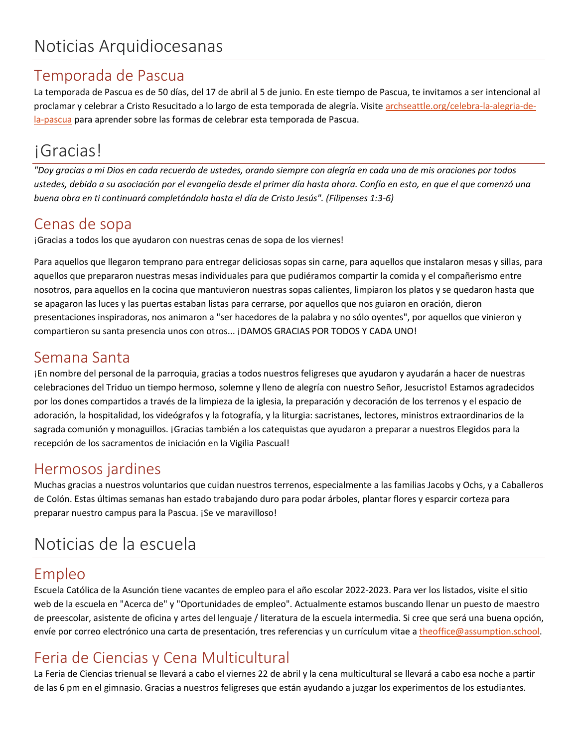# Noticias Arquidiocesanas

## Temporada de Pascua

La temporada de Pascua es de 50 días, del 17 de abril al 5 de junio. En este tiempo de Pascua, te invitamos a ser intencional al proclamar y celebrar a Cristo Resucitado a lo largo de esta temporada de alegría. Visite archseattle.org/celebra-la-alegria-de-la-pascua para aprender sobre las formas de celebrar esta temporada de Pascua.

# ¡Gracias!

*"Doy gracias a mi Dios en cada recuerdo de ustedes, orando siempre con alegría en cada una de mis oraciones por todos ustedes, debido a su asociación por el evangelio desde el primer día hasta ahora. Confío en esto, en que el que comenzó una buena obra en ti continuará completándola hasta el día de Cristo Jesús". (Filipenses 1:3-6)*

## Cenas de sopa

¡Gracias a todos los que ayudaron con nuestras cenas de sopa de los viernes!

Para aquellos que llegaron temprano para entregar deliciosas sopas sin carne, para aquellos que instalaron mesas y sillas, para aquellos que prepararon nuestras mesas individuales para que pudiéramos compartir la comida y el compañerismo entre nosotros, para aquellos en la cocina que mantuvieron nuestras sopas calientes, limpiaron los platos y se quedaron hasta que se apagaron las luces y las puertas estaban listas para cerrarse, por aquellos que nos guiaron en oración, dieron presentaciones inspiradoras, nos animaron a "ser hacedores de la palabra y no sólo oyentes", por aquellos que vinieron y compartieron su santa presencia unos con otros... ¡DAMOS GRACIAS POR TODOS Y CADA UNO!

## Semana Santa

¡En nombre del personal de la parroquia, gracias a todos nuestros feligreses que ayudaron y ayudarán a hacer de nuestras celebraciones del Triduo un tiempo hermoso, solemne y lleno de alegría con nuestro Señor, Jesucristo! Estamos agradecidos por los dones compartidos a través de la limpieza de la iglesia, la preparación y decoración de los terrenos y el espacio de adoración, la hospitalidad, los videógrafos y la fotografía, y la liturgia: sacristanes, lectores, ministros extraordinarios de la sagrada comunión y monaguillos. ¡Gracias también a los catequistas que ayudaron a preparar a nuestros Elegidos para la recepción de los sacramentos de iniciación en la Vigilia Pascual!

## Hermosos jardines

Muchas gracias a nuestros voluntarios que cuidan nuestros terrenos, especialmente a las familias Jacobs y Ochs, y a Caballeros de Colón. Estas últimas semanas han estado trabajando duro para podar árboles, plantar flores y esparcir corteza para preparar nuestro campus para la Pascua. ¡Se ve maravilloso!

# Noticias de la escuela

## Empleo

Escuela Católica de la Asunción tiene vacantes de empleo para el año escolar 2022-2023. Para ver los listados, visite el sitio web de la escuela en "Acerca de" y "Oportunidades de empleo". Actualmente estamos buscando llenar un puesto de maestro de preescolar, asistente de oficina y artes del lenguaje / literatura de la escuela intermedia. Si cree que será una buena opción, envíe por correo electrónico una carta de presentación, tres referencias y un currículum vitae a theoffice@assumption.school.

## Feria de Ciencias y Cena Multicultural

La Feria de Ciencias trienual se llevará a cabo el viernes 22 de abril y la cena multicultural se llevará a cabo esa noche a partir de las 6 pm en el gimnasio. Gracias a nuestros feligreses que están ayudando a juzgar los experimentos de los estudiantes.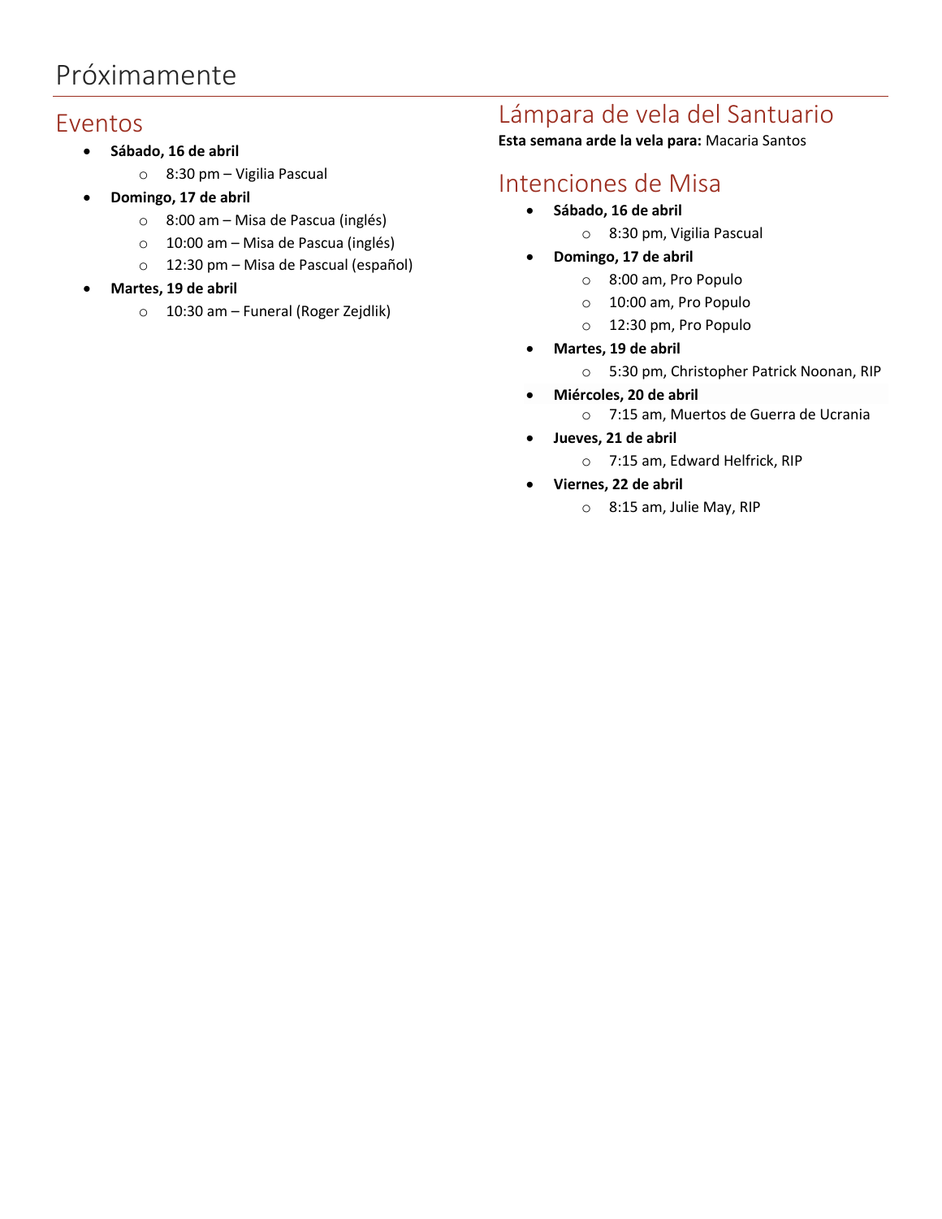# Próximamente

## Eventos

- **Sábado, 16 de abril**
  - 8:30 pm – Vigilia Pascual
- **Domingo, 17 de abril**
  - 8:00 am – Misa de Pascua (inglés)
  - 10:00 am – Misa de Pascua (inglés)
  - 12:30 pm – Misa de Pascual (español)
- **Martes, 19 de abril**
  - 10:30 am – Funeral (Roger Zejdlik)

## Lámpara de vela del Santuario

**Esta semana arde la vela para:** Macaria Santos

## Intenciones de Misa

- **Sábado, 16 de abril**
  - 8:30 pm, Vigilia Pascual
- **Domingo, 17 de abril**
  - 8:00 am, Pro Populo
  - 10:00 am, Pro Populo
  - 12:30 pm, Pro Populo
- **Martes, 19 de abril**
  - 5:30 pm, Christopher Patrick Noonan, RIP
- **Miércoles, 20 de abril**
  - 7:15 am, Muertos de Guerra de Ucrania
- **Jueves, 21 de abril**
  - 7:15 am, Edward Helfrick, RIP
- **Viernes, 22 de abril**
  - 8:15 am, Julie May, RIP